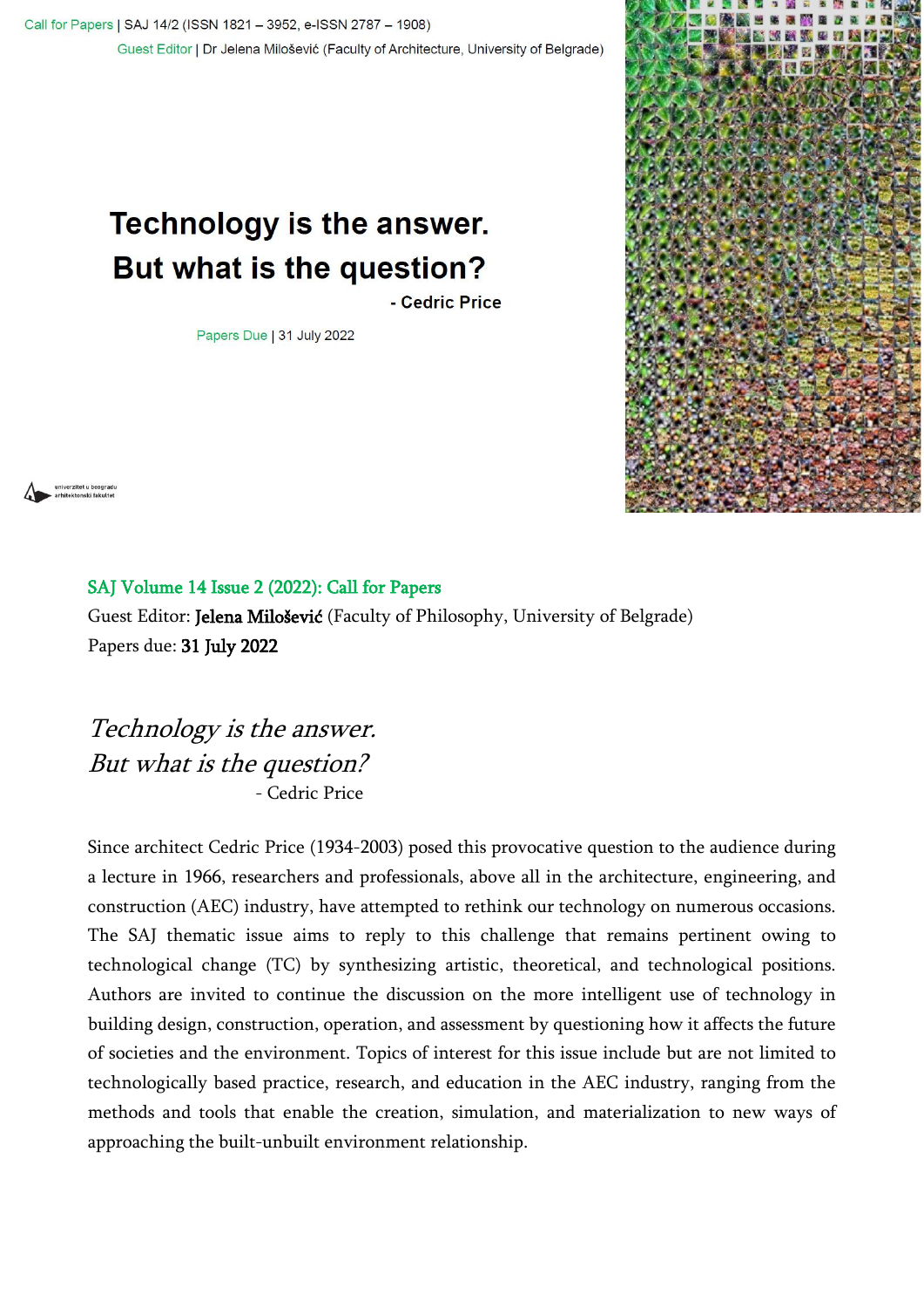Call for Papers | SAJ 14/2 (ISSN 1821 – 3952, e-ISSN 2787 – 1908)

Guest Editor | Dr Jelena Milošević (Faculty of Architecture, University of Belgrade)

**Technology is the answer.
But what is the question?**

**- Cedric Price**

Papers Due | 31 July 2022

univerzitet u beogradu
arhitektonski fakultet

## SAJ Volume 14 Issue 2 (2022): Call for Papers

Guest Editor: **Jelena Milošević** (Faculty of Philosophy, University of Belgrade)

Papers due: **31 July 2022**

*Technology is the answer.*
*But what is the question?*

- Cedric Price

Since architect Cedric Price (1934-2003) posed this provocative question to the audience during a lecture in 1966, researchers and professionals, above all in the architecture, engineering, and construction (AEC) industry, have attempted to rethink our technology on numerous occasions. The SAJ thematic issue aims to reply to this challenge that remains pertinent owing to technological change (TC) by synthesizing artistic, theoretical, and technological positions. Authors are invited to continue the discussion on the more intelligent use of technology in building design, construction, operation, and assessment by questioning how it affects the future of societies and the environment. Topics of interest for this issue include but are not limited to technologically based practice, research, and education in the AEC industry, ranging from the methods and tools that enable the creation, simulation, and materialization to new ways of approaching the built-unbuilt environment relationship.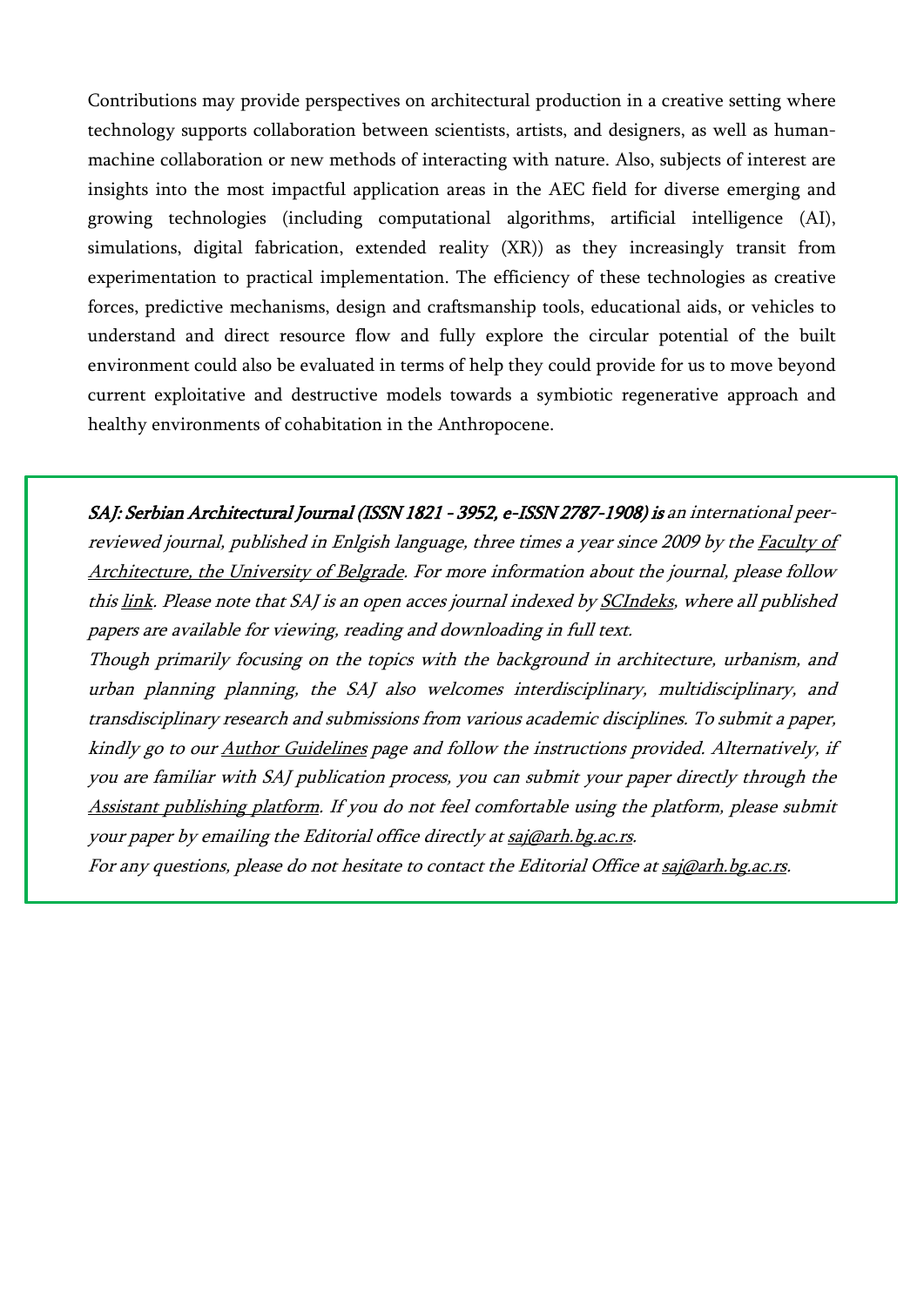Contributions may provide perspectives on architectural production in a creative setting where technology supports collaboration between scientists, artists, and designers, as well as human-machine collaboration or new methods of interacting with nature. Also, subjects of interest are insights into the most impactful application areas in the AEC field for diverse emerging and growing technologies (including computational algorithms, artificial intelligence (AI), simulations, digital fabrication, extended reality (XR)) as they increasingly transit from experimentation to practical implementation. The efficiency of these technologies as creative forces, predictive mechanisms, design and craftsmanship tools, educational aids, or vehicles to understand and direct resource flow and fully explore the circular potential of the built environment could also be evaluated in terms of help they could provide for us to move beyond current exploitative and destructive models towards a symbiotic regenerative approach and healthy environments of cohabitation in the Anthropocene.

*SAJ: Serbian Architectural Journal (ISSN 1821 - 3952, e-ISSN 2787-1908) is an international peer-reviewed journal, published in Enlgish language, three times a year since 2009 by the Faculty of Architecture, the University of Belgrade. For more information about the journal, please follow this link. Please note that SAJ is an open acces journal indexed by SCIndeks, where all published papers are available for viewing, reading and downloading in full text.*

*Though primarily focusing on the topics with the background in architecture, urbanism, and urban planning planning, the SAJ also welcomes interdisciplinary, multidisciplinary, and transdisciplinary research and submissions from various academic disciplines. To submit a paper, kindly go to our Author Guidelines page and follow the instructions provided. Alternatively, if you are familiar with SAJ publication process, you can submit your paper directly through the Assistant publishing platform. If you do not feel comfortable using the platform, please submit your paper by emailing the Editorial office directly at saj@arh.bg.ac.rs.*

*For any questions, please do not hesitate to contact the Editorial Office at saj@arh.bg.ac.rs.*